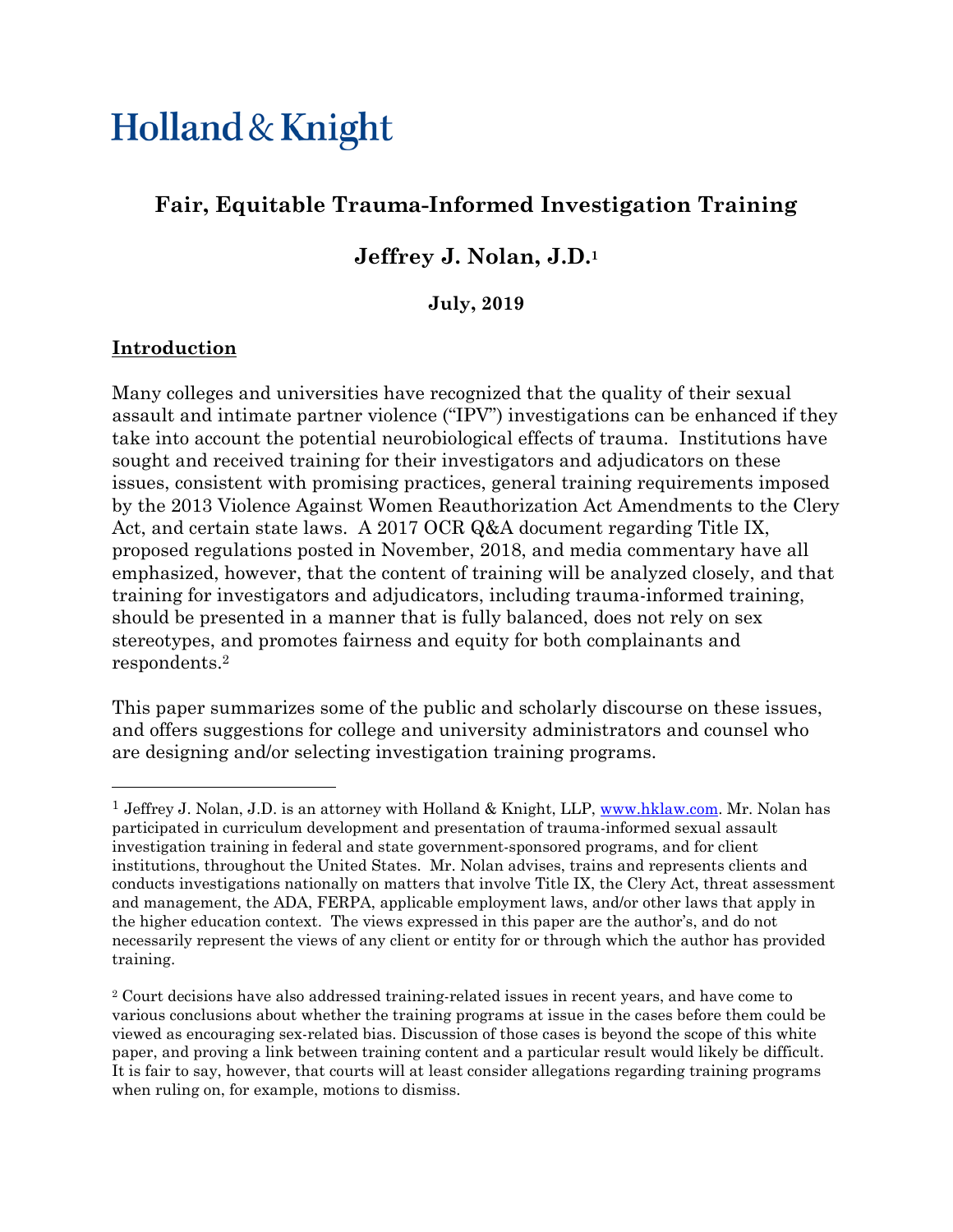# Holland & Knight

## Fair, Equitable Trauma-Informed Investigation Training

### Jeffrey J. Nolan, J.D.[1]

**July, 2019**

## Introduction

Many colleges and universities have recognized that the quality of their sexual assault and intimate partner violence ("IPV") investigations can be enhanced if they take into account the potential neurobiological effects of trauma. Institutions have sought and received training for their investigators and adjudicators on these issues, consistent with promising practices, general training requirements imposed by the 2013 Violence Against Women Reauthorization Act Amendments to the Clery Act, and certain state laws. A 2017 OCR Q&A document regarding Title IX, proposed regulations posted in November, 2018, and media commentary have all emphasized, however, that the content of training will be analyzed closely, and that training for investigators and adjudicators, including trauma-informed training, should be presented in a manner that is fully balanced, does not rely on sex stereotypes, and promotes fairness and equity for both complainants and respondents.[2]

This paper summarizes some of the public and scholarly discourse on these issues, and offers suggestions for college and university administrators and counsel who are designing and/or selecting investigation training programs.

---

[1] Jeffrey J. Nolan, J.D. is an attorney with Holland & Knight, LLP, www.hklaw.com. Mr. Nolan has participated in curriculum development and presentation of trauma-informed sexual assault investigation training in federal and state government-sponsored programs, and for client institutions, throughout the United States. Mr. Nolan advises, trains and represents clients and conducts investigations nationally on matters that involve Title IX, the Clery Act, threat assessment and management, the ADA, FERPA, applicable employment laws, and/or other laws that apply in the higher education context. The views expressed in this paper are the author's, and do not necessarily represent the views of any client or entity for or through which the author has provided training.

[2] Court decisions have also addressed training-related issues in recent years, and have come to various conclusions about whether the training programs at issue in the cases before them could be viewed as encouraging sex-related bias. Discussion of those cases is beyond the scope of this white paper, and proving a link between training content and a particular result would likely be difficult. It is fair to say, however, that courts will at least consider allegations regarding training programs when ruling on, for example, motions to dismiss.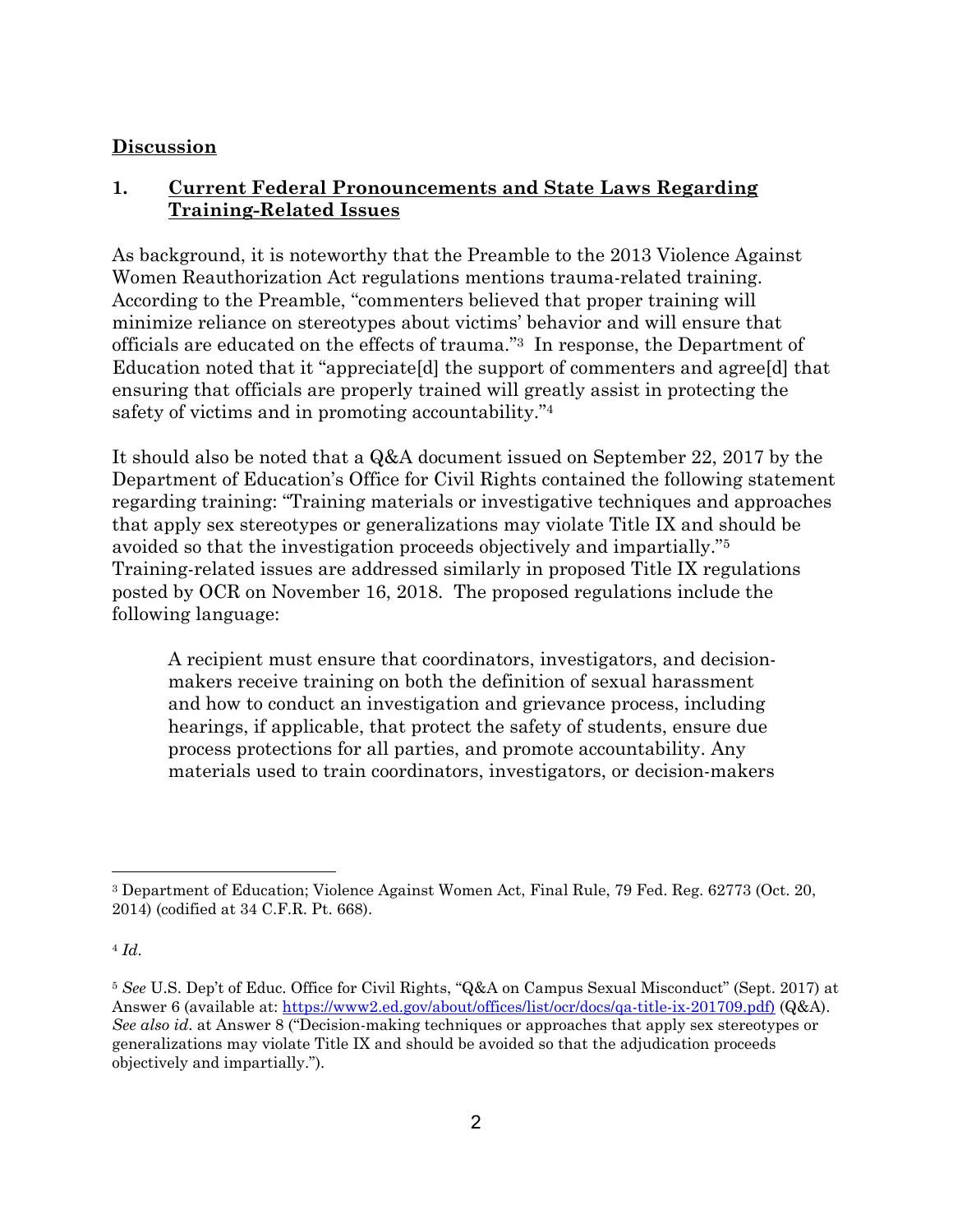## Discussion

### 1. Current Federal Pronouncements and State Laws Regarding Training-Related Issues

As background, it is noteworthy that the Preamble to the 2013 Violence Against Women Reauthorization Act regulations mentions trauma-related training. According to the Preamble, "commenters believed that proper training will minimize reliance on stereotypes about victims' behavior and will ensure that officials are educated on the effects of trauma."[3] In response, the Department of Education noted that it "appreciate[d] the support of commenters and agree[d] that ensuring that officials are properly trained will greatly assist in protecting the safety of victims and in promoting accountability."[4]

It should also be noted that a Q&A document issued on September 22, 2017 by the Department of Education's Office for Civil Rights contained the following statement regarding training: "Training materials or investigative techniques and approaches that apply sex stereotypes or generalizations may violate Title IX and should be avoided so that the investigation proceeds objectively and impartially."[5] Training-related issues are addressed similarly in proposed Title IX regulations posted by OCR on November 16, 2018. The proposed regulations include the following language:

> A recipient must ensure that coordinators, investigators, and decision-makers receive training on both the definition of sexual harassment and how to conduct an investigation and grievance process, including hearings, if applicable, that protect the safety of students, ensure due process protections for all parties, and promote accountability. Any materials used to train coordinators, investigators, or decision-makers

---

[3] Department of Education; Violence Against Women Act, Final Rule, 79 Fed. Reg. 62773 (Oct. 20, 2014) (codified at 34 C.F.R. Pt. 668).

[4] *Id*.

[5] *See* U.S. Dep't of Educ. Office for Civil Rights, "Q&A on Campus Sexual Misconduct" (Sept. 2017) at Answer 6 (available at: https://www2.ed.gov/about/offices/list/ocr/docs/qa-title-ix-201709.pdf) (Q&A). *See also id*. at Answer 8 ("Decision-making techniques or approaches that apply sex stereotypes or generalizations may violate Title IX and should be avoided so that the adjudication proceeds objectively and impartially.").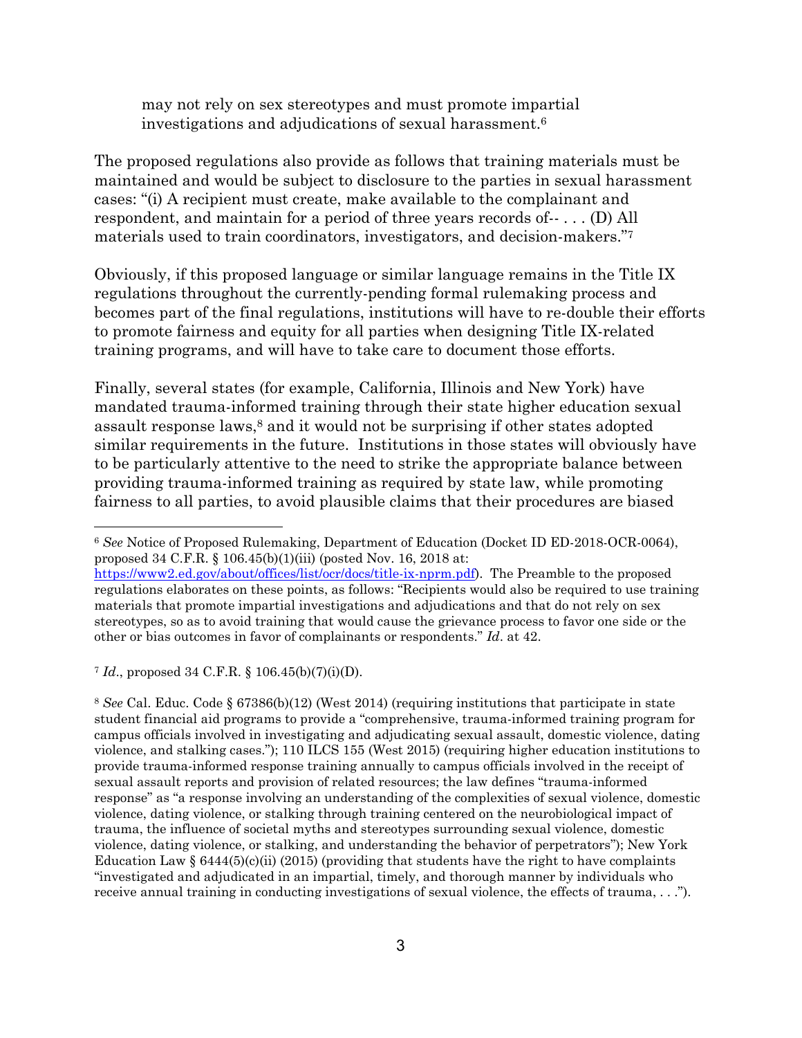may not rely on sex stereotypes and must promote impartial investigations and adjudications of sexual harassment.[6]

The proposed regulations also provide as follows that training materials must be maintained and would be subject to disclosure to the parties in sexual harassment cases: "(i) A recipient must create, make available to the complainant and respondent, and maintain for a period of three years records of-- . . . (D) All materials used to train coordinators, investigators, and decision-makers."[7]

Obviously, if this proposed language or similar language remains in the Title IX regulations throughout the currently-pending formal rulemaking process and becomes part of the final regulations, institutions will have to re-double their efforts to promote fairness and equity for all parties when designing Title IX-related training programs, and will have to take care to document those efforts.

Finally, several states (for example, California, Illinois and New York) have mandated trauma-informed training through their state higher education sexual assault response laws,[8] and it would not be surprising if other states adopted similar requirements in the future. Institutions in those states will obviously have to be particularly attentive to the need to strike the appropriate balance between providing trauma-informed training as required by state law, while promoting fairness to all parties, to avoid plausible claims that their procedures are biased

---

[6] *See* Notice of Proposed Rulemaking, Department of Education (Docket ID ED-2018-OCR-0064), proposed 34 C.F.R. § 106.45(b)(1)(iii) (posted Nov. 16, 2018 at: https://www2.ed.gov/about/offices/list/ocr/docs/title-ix-nprm.pdf). The Preamble to the proposed regulations elaborates on these points, as follows: "Recipients would also be required to use training materials that promote impartial investigations and adjudications and that do not rely on sex stereotypes, so as to avoid training that would cause the grievance process to favor one side or the other or bias outcomes in favor of complainants or respondents." *Id*. at 42.

[7] *Id*., proposed 34 C.F.R. § 106.45(b)(7)(i)(D).

[8] *See* Cal. Educ. Code § 67386(b)(12) (West 2014) (requiring institutions that participate in state student financial aid programs to provide a "comprehensive, trauma-informed training program for campus officials involved in investigating and adjudicating sexual assault, domestic violence, dating violence, and stalking cases."); 110 ILCS 155 (West 2015) (requiring higher education institutions to provide trauma-informed response training annually to campus officials involved in the receipt of sexual assault reports and provision of related resources; the law defines "trauma-informed response" as "a response involving an understanding of the complexities of sexual violence, domestic violence, dating violence, or stalking through training centered on the neurobiological impact of trauma, the influence of societal myths and stereotypes surrounding sexual violence, domestic violence, dating violence, or stalking, and understanding the behavior of perpetrators"); New York Education Law § 6444(5)(c)(ii) (2015) (providing that students have the right to have complaints "investigated and adjudicated in an impartial, timely, and thorough manner by individuals who receive annual training in conducting investigations of sexual violence, the effects of trauma, . . .").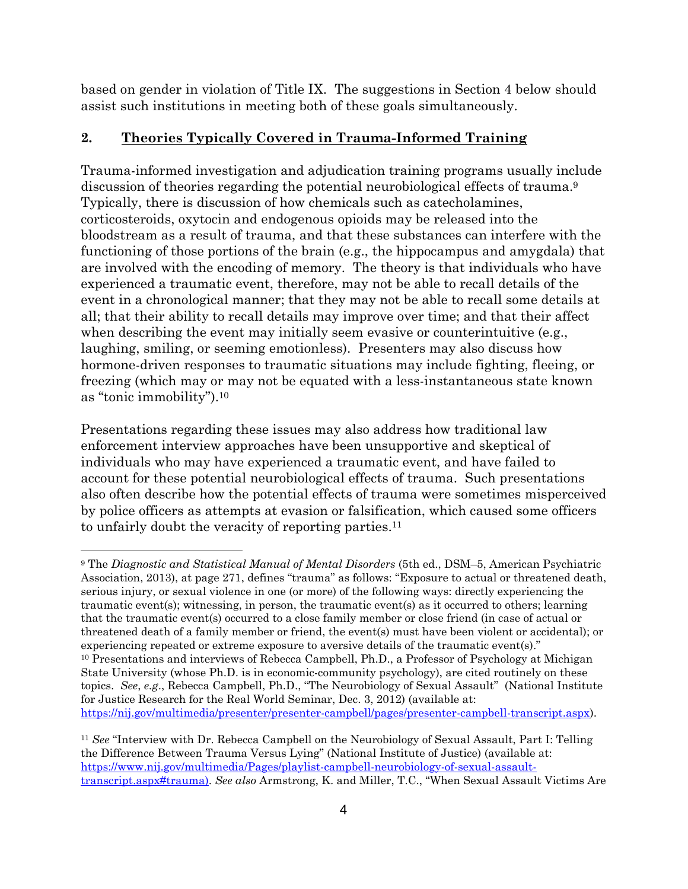based on gender in violation of Title IX. The suggestions in Section 4 below should assist such institutions in meeting both of these goals simultaneously.

## 2. Theories Typically Covered in Trauma-Informed Training

Trauma-informed investigation and adjudication training programs usually include discussion of theories regarding the potential neurobiological effects of trauma.[9] Typically, there is discussion of how chemicals such as catecholamines, corticosteroids, oxytocin and endogenous opioids may be released into the bloodstream as a result of trauma, and that these substances can interfere with the functioning of those portions of the brain (e.g., the hippocampus and amygdala) that are involved with the encoding of memory. The theory is that individuals who have experienced a traumatic event, therefore, may not be able to recall details of the event in a chronological manner; that they may not be able to recall some details at all; that their ability to recall details may improve over time; and that their affect when describing the event may initially seem evasive or counterintuitive (e.g., laughing, smiling, or seeming emotionless). Presenters may also discuss how hormone-driven responses to traumatic situations may include fighting, fleeing, or freezing (which may or may not be equated with a less-instantaneous state known as "tonic immobility").[10]

Presentations regarding these issues may also address how traditional law enforcement interview approaches have been unsupportive and skeptical of individuals who may have experienced a traumatic event, and have failed to account for these potential neurobiological effects of trauma. Such presentations also often describe how the potential effects of trauma were sometimes misperceived by police officers as attempts at evasion or falsification, which caused some officers to unfairly doubt the veracity of reporting parties.[11]

---

[9] The *Diagnostic and Statistical Manual of Mental Disorders* (5th ed., DSM–5, American Psychiatric Association, 2013), at page 271, defines "trauma" as follows: "Exposure to actual or threatened death, serious injury, or sexual violence in one (or more) of the following ways: directly experiencing the traumatic event(s); witnessing, in person, the traumatic event(s) as it occurred to others; learning that the traumatic event(s) occurred to a close family member or close friend (in case of actual or threatened death of a family member or friend, the event(s) must have been violent or accidental); or experiencing repeated or extreme exposure to aversive details of the traumatic event(s)."

[10] Presentations and interviews of Rebecca Campbell, Ph.D., a Professor of Psychology at Michigan State University (whose Ph.D. is in economic-community psychology), are cited routinely on these topics. *See*, *e.g*., Rebecca Campbell, Ph.D., "The Neurobiology of Sexual Assault" (National Institute for Justice Research for the Real World Seminar, Dec. 3, 2012) (available at: https://nij.gov/multimedia/presenter/presenter-campbell/pages/presenter-campbell-transcript.aspx).

[11] *See* "Interview with Dr. Rebecca Campbell on the Neurobiology of Sexual Assault, Part I: Telling the Difference Between Trauma Versus Lying" (National Institute of Justice) (available at: https://www.nij.gov/multimedia/Pages/playlist-campbell-neurobiology-of-sexual-assault-transcript.aspx#trauma). *See also* Armstrong, K. and Miller, T.C., "When Sexual Assault Victims Are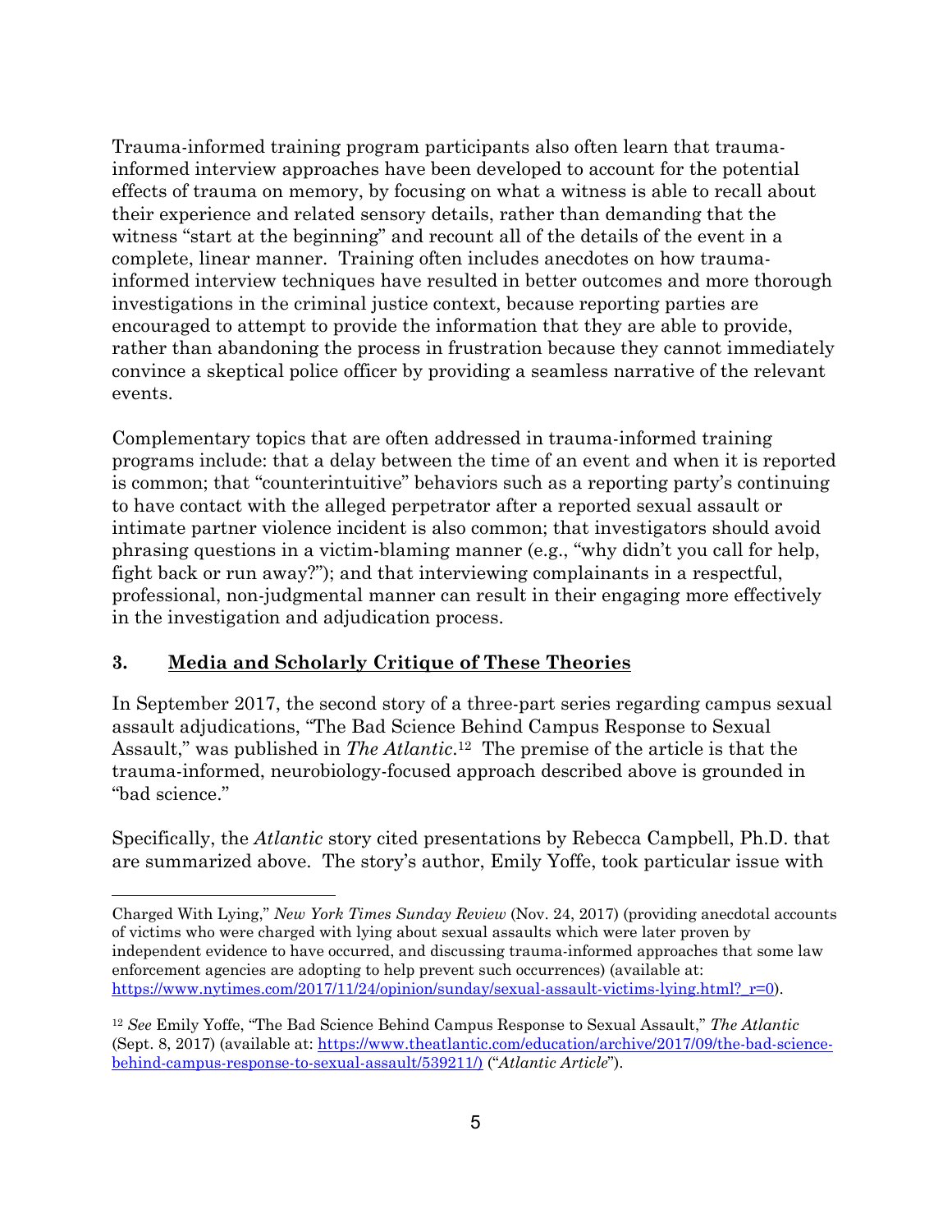Trauma-informed training program participants also often learn that trauma-informed interview approaches have been developed to account for the potential effects of trauma on memory, by focusing on what a witness is able to recall about their experience and related sensory details, rather than demanding that the witness "start at the beginning" and recount all of the details of the event in a complete, linear manner. Training often includes anecdotes on how trauma-informed interview techniques have resulted in better outcomes and more thorough investigations in the criminal justice context, because reporting parties are encouraged to attempt to provide the information that they are able to provide, rather than abandoning the process in frustration because they cannot immediately convince a skeptical police officer by providing a seamless narrative of the relevant events.

Complementary topics that are often addressed in trauma-informed training programs include: that a delay between the time of an event and when it is reported is common; that "counterintuitive" behaviors such as a reporting party's continuing to have contact with the alleged perpetrator after a reported sexual assault or intimate partner violence incident is also common; that investigators should avoid phrasing questions in a victim-blaming manner (e.g., "why didn't you call for help, fight back or run away?"); and that interviewing complainants in a respectful, professional, non-judgmental manner can result in their engaging more effectively in the investigation and adjudication process.

### 3. Media and Scholarly Critique of These Theories

In September 2017, the second story of a three-part series regarding campus sexual assault adjudications, "The Bad Science Behind Campus Response to Sexual Assault," was published in *The Atlantic*.[12] The premise of the article is that the trauma-informed, neurobiology-focused approach described above is grounded in "bad science."

Specifically, the *Atlantic* story cited presentations by Rebecca Campbell, Ph.D. that are summarized above. The story's author, Emily Yoffe, took particular issue with

---

Charged With Lying," *New York Times Sunday Review* (Nov. 24, 2017) (providing anecdotal accounts of victims who were charged with lying about sexual assaults which were later proven by independent evidence to have occurred, and discussing trauma-informed approaches that some law enforcement agencies are adopting to help prevent such occurrences) (available at: https://www.nytimes.com/2017/11/24/opinion/sunday/sexual-assault-victims-lying.html?_r=0).

[12] *See* Emily Yoffe, "The Bad Science Behind Campus Response to Sexual Assault," *The Atlantic* (Sept. 8, 2017) (available at: https://www.theatlantic.com/education/archive/2017/09/the-bad-science-behind-campus-response-to-sexual-assault/539211/) ("*Atlantic Article*").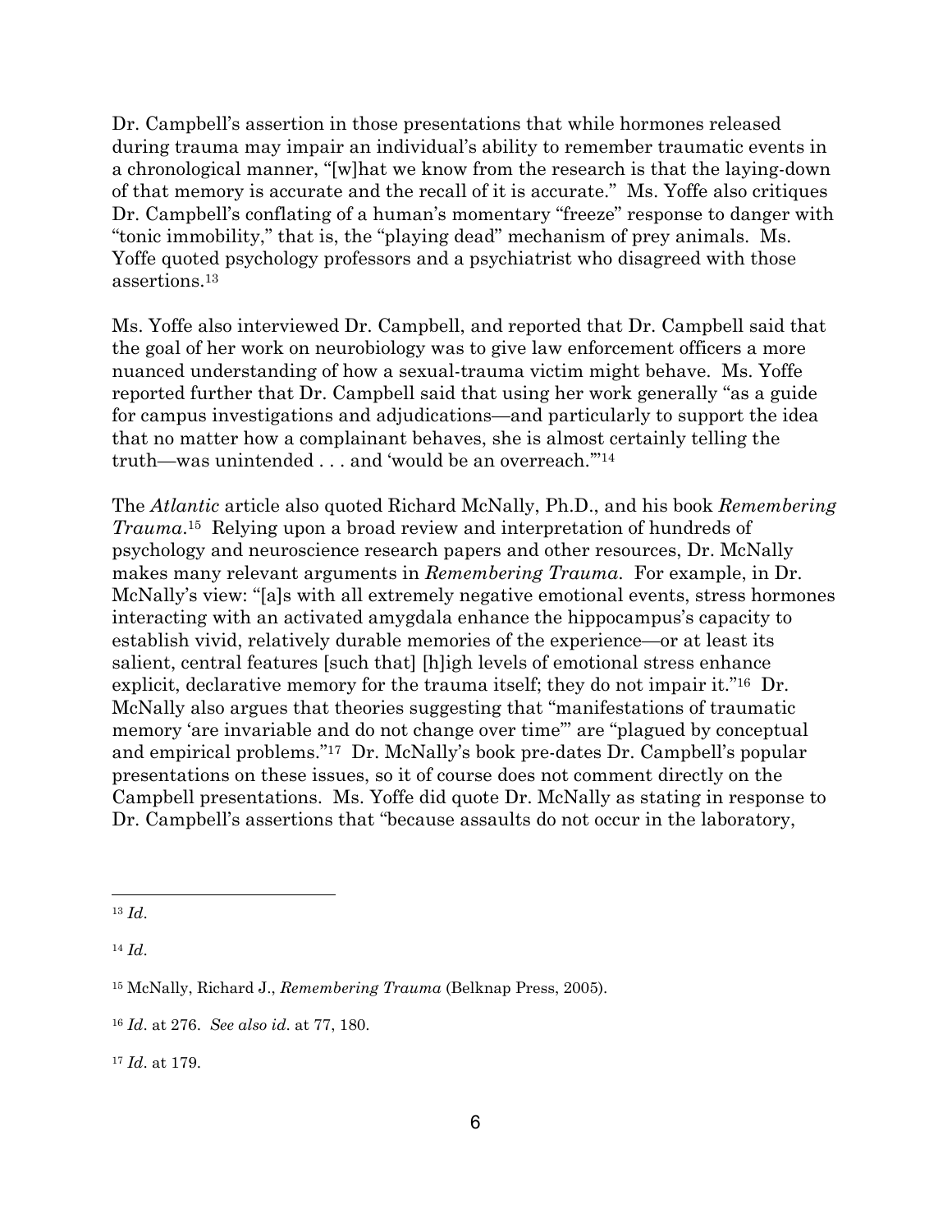Dr. Campbell's assertion in those presentations that while hormones released during trauma may impair an individual's ability to remember traumatic events in a chronological manner, "[w]hat we know from the research is that the laying-down of that memory is accurate and the recall of it is accurate." Ms. Yoffe also critiques Dr. Campbell's conflating of a human's momentary "freeze" response to danger with "tonic immobility," that is, the "playing dead" mechanism of prey animals. Ms. Yoffe quoted psychology professors and a psychiatrist who disagreed with those assertions.[13]

Ms. Yoffe also interviewed Dr. Campbell, and reported that Dr. Campbell said that the goal of her work on neurobiology was to give law enforcement officers a more nuanced understanding of how a sexual-trauma victim might behave. Ms. Yoffe reported further that Dr. Campbell said that using her work generally "as a guide for campus investigations and adjudications—and particularly to support the idea that no matter how a complainant behaves, she is almost certainly telling the truth—was unintended . . . and 'would be an overreach.'"[14]

The *Atlantic* article also quoted Richard McNally, Ph.D., and his book *Remembering Trauma*.[15] Relying upon a broad review and interpretation of hundreds of psychology and neuroscience research papers and other resources, Dr. McNally makes many relevant arguments in *Remembering Trauma*. For example, in Dr. McNally's view: "[a]s with all extremely negative emotional events, stress hormones interacting with an activated amygdala enhance the hippocampus's capacity to establish vivid, relatively durable memories of the experience—or at least its salient, central features [such that] [h]igh levels of emotional stress enhance explicit, declarative memory for the trauma itself; they do not impair it."[16] Dr. McNally also argues that theories suggesting that "manifestations of traumatic memory 'are invariable and do not change over time'" are "plagued by conceptual and empirical problems."[17] Dr. McNally's book pre-dates Dr. Campbell's popular presentations on these issues, so it of course does not comment directly on the Campbell presentations. Ms. Yoffe did quote Dr. McNally as stating in response to Dr. Campbell's assertions that "because assaults do not occur in the laboratory,

---

[13] *Id*.

[14] *Id*.

[15] McNally, Richard J., *Remembering Trauma* (Belknap Press, 2005).

[16] *Id*. at 276. *See also id*. at 77, 180.

[17] *Id*. at 179.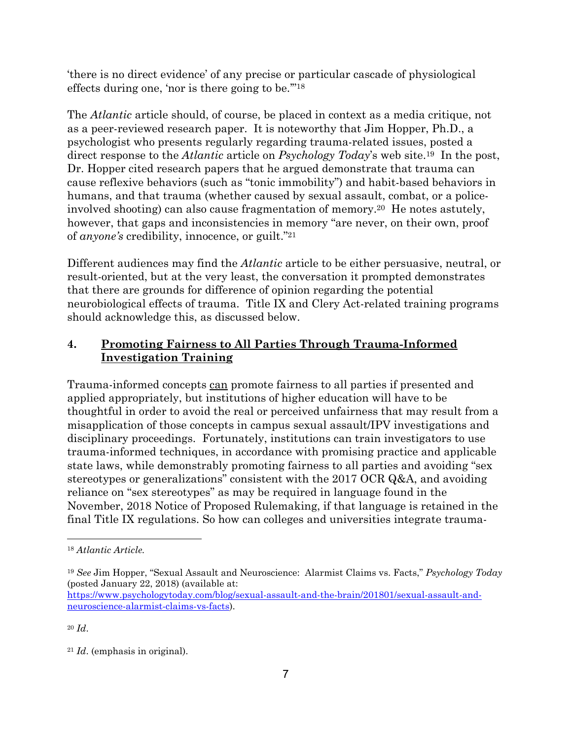'there is no direct evidence' of any precise or particular cascade of physiological effects during one, 'nor is there going to be.'"[18]

The *Atlantic* article should, of course, be placed in context as a media critique, not as a peer-reviewed research paper. It is noteworthy that Jim Hopper, Ph.D., a psychologist who presents regularly regarding trauma-related issues, posted a direct response to the *Atlantic* article on *Psychology Today*'s web site.[19] In the post, Dr. Hopper cited research papers that he argued demonstrate that trauma can cause reflexive behaviors (such as "tonic immobility") and habit-based behaviors in humans, and that trauma (whether caused by sexual assault, combat, or a police-involved shooting) can also cause fragmentation of memory.[20] He notes astutely, however, that gaps and inconsistencies in memory "are never, on their own, proof of *anyone's* credibility, innocence, or guilt."[21]

Different audiences may find the *Atlantic* article to be either persuasive, neutral, or result-oriented, but at the very least, the conversation it prompted demonstrates that there are grounds for difference of opinion regarding the potential neurobiological effects of trauma. Title IX and Clery Act-related training programs should acknowledge this, as discussed below.

## 4. Promoting Fairness to All Parties Through Trauma-Informed Investigation Training

Trauma-informed concepts can promote fairness to all parties if presented and applied appropriately, but institutions of higher education will have to be thoughtful in order to avoid the real or perceived unfairness that may result from a misapplication of those concepts in campus sexual assault/IPV investigations and disciplinary proceedings. Fortunately, institutions can train investigators to use trauma-informed techniques, in accordance with promising practice and applicable state laws, while demonstrably promoting fairness to all parties and avoiding "sex stereotypes or generalizations" consistent with the 2017 OCR Q&A, and avoiding reliance on "sex stereotypes" as may be required in language found in the November, 2018 Notice of Proposed Rulemaking, if that language is retained in the final Title IX regulations. So how can colleges and universities integrate trauma-

---

[18] *Atlantic Article.*

[19] *See* Jim Hopper, "Sexual Assault and Neuroscience: Alarmist Claims vs. Facts," *Psychology Today* (posted January 22, 2018) (available at: https://www.psychologytoday.com/blog/sexual-assault-and-the-brain/201801/sexual-assault-and-neuroscience-alarmist-claims-vs-facts).

[20] *Id*.

[21] *Id*. (emphasis in original).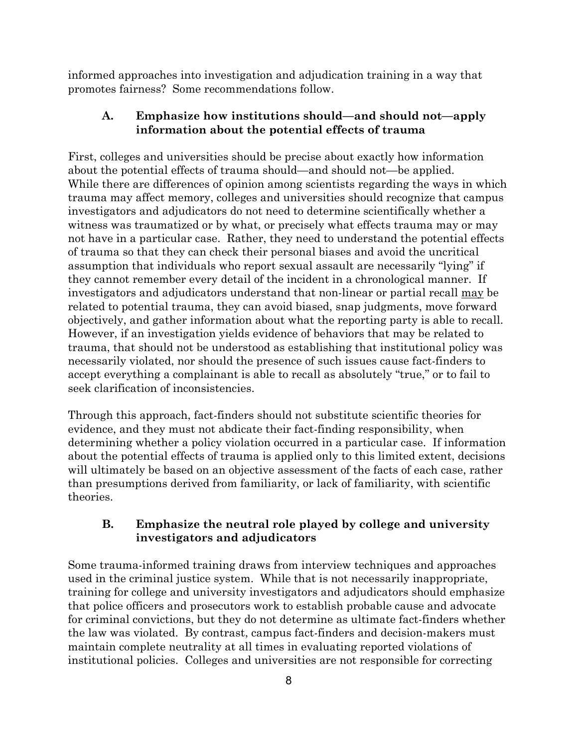informed approaches into investigation and adjudication training in a way that promotes fairness? Some recommendations follow.

### A. Emphasize how institutions should—and should not—apply information about the potential effects of trauma

First, colleges and universities should be precise about exactly how information about the potential effects of trauma should—and should not—be applied. While there are differences of opinion among scientists regarding the ways in which trauma may affect memory, colleges and universities should recognize that campus investigators and adjudicators do not need to determine scientifically whether a witness was traumatized or by what, or precisely what effects trauma may or may not have in a particular case. Rather, they need to understand the potential effects of trauma so that they can check their personal biases and avoid the uncritical assumption that individuals who report sexual assault are necessarily "lying" if they cannot remember every detail of the incident in a chronological manner. If investigators and adjudicators understand that non-linear or partial recall <u>may</u> be related to potential trauma, they can avoid biased, snap judgments, move forward objectively, and gather information about what the reporting party is able to recall. However, if an investigation yields evidence of behaviors that may be related to trauma, that should not be understood as establishing that institutional policy was necessarily violated, nor should the presence of such issues cause fact-finders to accept everything a complainant is able to recall as absolutely "true," or to fail to seek clarification of inconsistencies.

Through this approach, fact-finders should not substitute scientific theories for evidence, and they must not abdicate their fact-finding responsibility, when determining whether a policy violation occurred in a particular case. If information about the potential effects of trauma is applied only to this limited extent, decisions will ultimately be based on an objective assessment of the facts of each case, rather than presumptions derived from familiarity, or lack of familiarity, with scientific theories.

### B. Emphasize the neutral role played by college and university investigators and adjudicators

Some trauma-informed training draws from interview techniques and approaches used in the criminal justice system. While that is not necessarily inappropriate, training for college and university investigators and adjudicators should emphasize that police officers and prosecutors work to establish probable cause and advocate for criminal convictions, but they do not determine as ultimate fact-finders whether the law was violated. By contrast, campus fact-finders and decision-makers must maintain complete neutrality at all times in evaluating reported violations of institutional policies. Colleges and universities are not responsible for correcting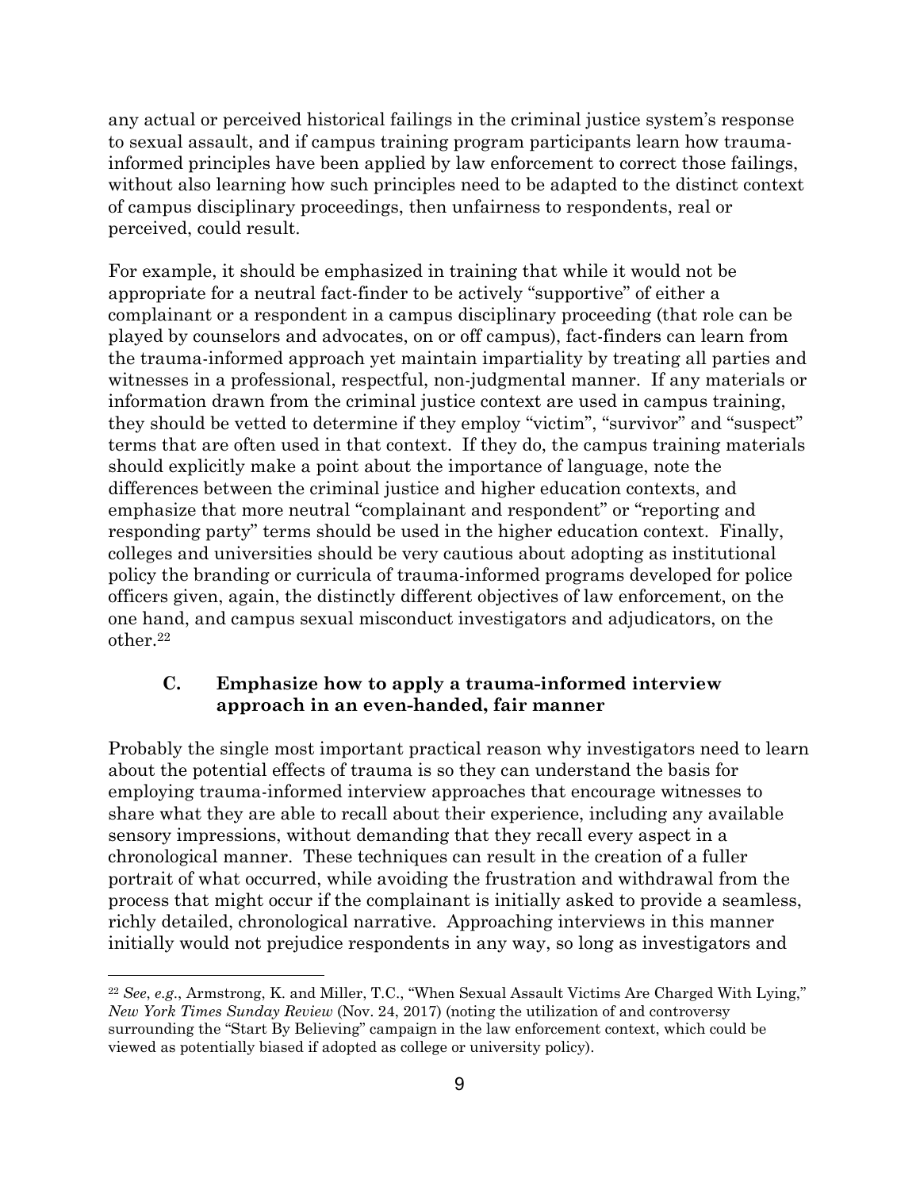any actual or perceived historical failings in the criminal justice system's response to sexual assault, and if campus training program participants learn how trauma-informed principles have been applied by law enforcement to correct those failings, without also learning how such principles need to be adapted to the distinct context of campus disciplinary proceedings, then unfairness to respondents, real or perceived, could result.

For example, it should be emphasized in training that while it would not be appropriate for a neutral fact-finder to be actively "supportive" of either a complainant or a respondent in a campus disciplinary proceeding (that role can be played by counselors and advocates, on or off campus), fact-finders can learn from the trauma-informed approach yet maintain impartiality by treating all parties and witnesses in a professional, respectful, non-judgmental manner. If any materials or information drawn from the criminal justice context are used in campus training, they should be vetted to determine if they employ "victim", "survivor" and "suspect" terms that are often used in that context. If they do, the campus training materials should explicitly make a point about the importance of language, note the differences between the criminal justice and higher education contexts, and emphasize that more neutral "complainant and respondent" or "reporting and responding party" terms should be used in the higher education context. Finally, colleges and universities should be very cautious about adopting as institutional policy the branding or curricula of trauma-informed programs developed for police officers given, again, the distinctly different objectives of law enforcement, on the one hand, and campus sexual misconduct investigators and adjudicators, on the other.[22]

### C. Emphasize how to apply a trauma-informed interview approach in an even-handed, fair manner

Probably the single most important practical reason why investigators need to learn about the potential effects of trauma is so they can understand the basis for employing trauma-informed interview approaches that encourage witnesses to share what they are able to recall about their experience, including any available sensory impressions, without demanding that they recall every aspect in a chronological manner. These techniques can result in the creation of a fuller portrait of what occurred, while avoiding the frustration and withdrawal from the process that might occur if the complainant is initially asked to provide a seamless, richly detailed, chronological narrative. Approaching interviews in this manner initially would not prejudice respondents in any way, so long as investigators and

---

[22] *See*, *e.g*., Armstrong, K. and Miller, T.C., "When Sexual Assault Victims Are Charged With Lying," *New York Times Sunday Review* (Nov. 24, 2017) (noting the utilization of and controversy surrounding the "Start By Believing" campaign in the law enforcement context, which could be viewed as potentially biased if adopted as college or university policy).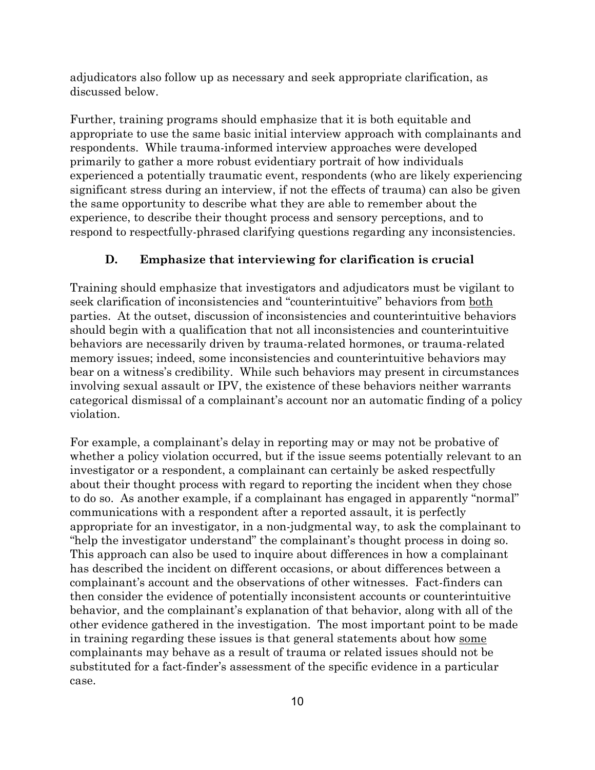adjudicators also follow up as necessary and seek appropriate clarification, as discussed below.

Further, training programs should emphasize that it is both equitable and appropriate to use the same basic initial interview approach with complainants and respondents. While trauma-informed interview approaches were developed primarily to gather a more robust evidentiary portrait of how individuals experienced a potentially traumatic event, respondents (who are likely experiencing significant stress during an interview, if not the effects of trauma) can also be given the same opportunity to describe what they are able to remember about the experience, to describe their thought process and sensory perceptions, and to respond to respectfully-phrased clarifying questions regarding any inconsistencies.

### D. Emphasize that interviewing for clarification is crucial

Training should emphasize that investigators and adjudicators must be vigilant to seek clarification of inconsistencies and "counterintuitive" behaviors from both parties. At the outset, discussion of inconsistencies and counterintuitive behaviors should begin with a qualification that not all inconsistencies and counterintuitive behaviors are necessarily driven by trauma-related hormones, or trauma-related memory issues; indeed, some inconsistencies and counterintuitive behaviors may bear on a witness's credibility. While such behaviors may present in circumstances involving sexual assault or IPV, the existence of these behaviors neither warrants categorical dismissal of a complainant's account nor an automatic finding of a policy violation.

For example, a complainant's delay in reporting may or may not be probative of whether a policy violation occurred, but if the issue seems potentially relevant to an investigator or a respondent, a complainant can certainly be asked respectfully about their thought process with regard to reporting the incident when they chose to do so. As another example, if a complainant has engaged in apparently "normal" communications with a respondent after a reported assault, it is perfectly appropriate for an investigator, in a non-judgmental way, to ask the complainant to "help the investigator understand" the complainant's thought process in doing so. This approach can also be used to inquire about differences in how a complainant has described the incident on different occasions, or about differences between a complainant's account and the observations of other witnesses. Fact-finders can then consider the evidence of potentially inconsistent accounts or counterintuitive behavior, and the complainant's explanation of that behavior, along with all of the other evidence gathered in the investigation. The most important point to be made in training regarding these issues is that general statements about how some complainants may behave as a result of trauma or related issues should not be substituted for a fact-finder's assessment of the specific evidence in a particular case.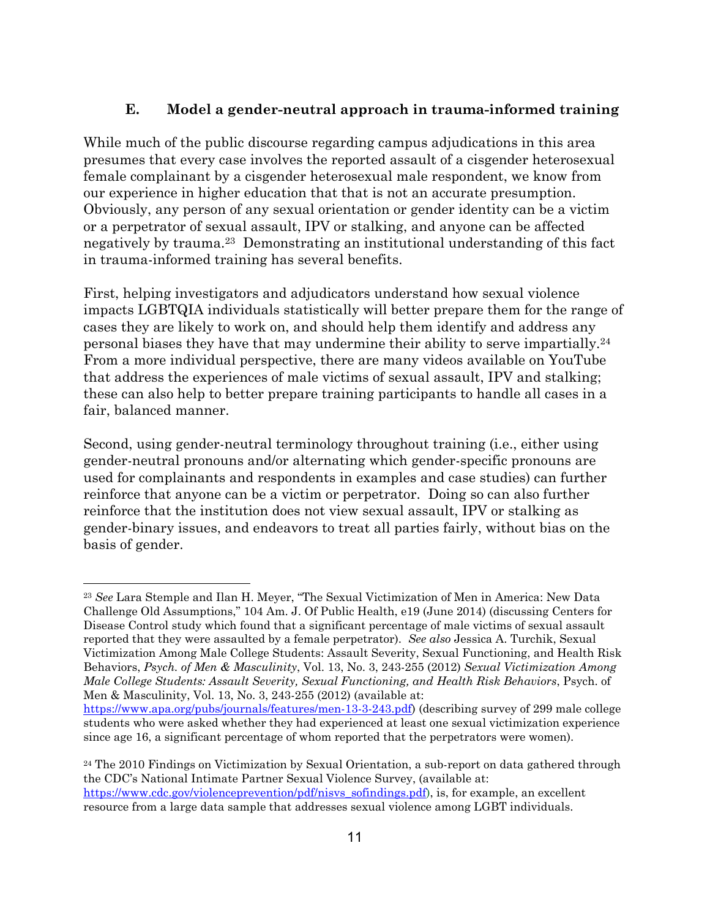### E. Model a gender-neutral approach in trauma-informed training

While much of the public discourse regarding campus adjudications in this area presumes that every case involves the reported assault of a cisgender heterosexual female complainant by a cisgender heterosexual male respondent, we know from our experience in higher education that that is not an accurate presumption. Obviously, any person of any sexual orientation or gender identity can be a victim or a perpetrator of sexual assault, IPV or stalking, and anyone can be affected negatively by trauma.[23] Demonstrating an institutional understanding of this fact in trauma-informed training has several benefits.

First, helping investigators and adjudicators understand how sexual violence impacts LGBTQIA individuals statistically will better prepare them for the range of cases they are likely to work on, and should help them identify and address any personal biases they have that may undermine their ability to serve impartially.[24] From a more individual perspective, there are many videos available on YouTube that address the experiences of male victims of sexual assault, IPV and stalking; these can also help to better prepare training participants to handle all cases in a fair, balanced manner.

Second, using gender-neutral terminology throughout training (i.e., either using gender-neutral pronouns and/or alternating which gender-specific pronouns are used for complainants and respondents in examples and case studies) can further reinforce that anyone can be a victim or perpetrator. Doing so can also further reinforce that the institution does not view sexual assault, IPV or stalking as gender-binary issues, and endeavors to treat all parties fairly, without bias on the basis of gender.

---

[23] *See* Lara Stemple and Ilan H. Meyer, "The Sexual Victimization of Men in America: New Data Challenge Old Assumptions," 104 Am. J. Of Public Health, e19 (June 2014) (discussing Centers for Disease Control study which found that a significant percentage of male victims of sexual assault reported that they were assaulted by a female perpetrator). *See also* Jessica A. Turchik, Sexual Victimization Among Male College Students: Assault Severity, Sexual Functioning, and Health Risk Behaviors, *Psych. of Men & Masculinity*, Vol. 13, No. 3, 243-255 (2012) *Sexual Victimization Among Male College Students: Assault Severity, Sexual Functioning, and Health Risk Behaviors*, Psych. of Men & Masculinity, Vol. 13, No. 3, 243-255 (2012) (available at: https://www.apa.org/pubs/journals/features/men-13-3-243.pdf) (describing survey of 299 male college students who were asked whether they had experienced at least one sexual victimization experience since age 16, a significant percentage of whom reported that the perpetrators were women).

[24] The 2010 Findings on Victimization by Sexual Orientation, a sub-report on data gathered through the CDC's National Intimate Partner Sexual Violence Survey, (available at: https://www.cdc.gov/violenceprevention/pdf/nisvs_sofindings.pdf), is, for example, an excellent resource from a large data sample that addresses sexual violence among LGBT individuals.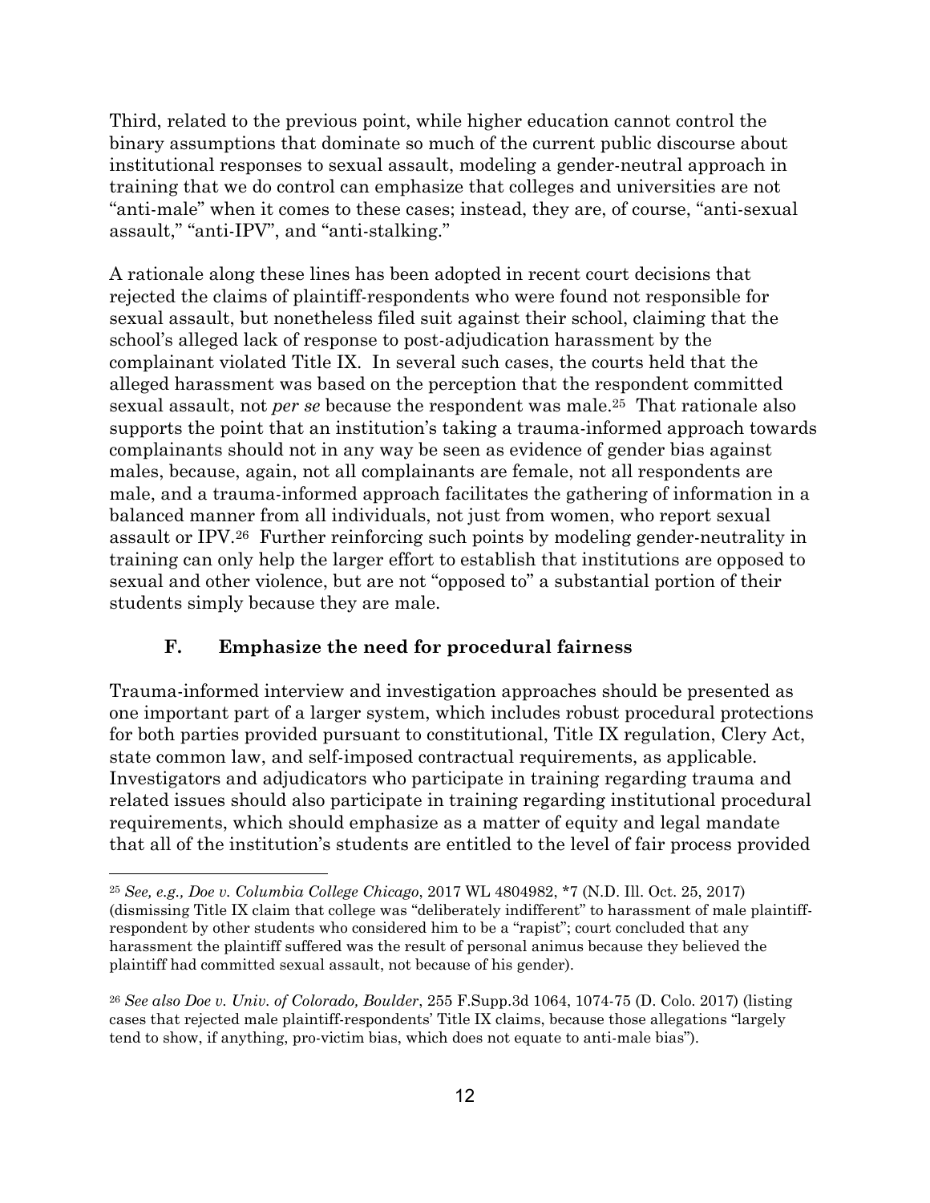Third, related to the previous point, while higher education cannot control the binary assumptions that dominate so much of the current public discourse about institutional responses to sexual assault, modeling a gender-neutral approach in training that we do control can emphasize that colleges and universities are not "anti-male" when it comes to these cases; instead, they are, of course, "anti-sexual assault," "anti-IPV", and "anti-stalking."

A rationale along these lines has been adopted in recent court decisions that rejected the claims of plaintiff-respondents who were found not responsible for sexual assault, but nonetheless filed suit against their school, claiming that the school's alleged lack of response to post-adjudication harassment by the complainant violated Title IX. In several such cases, the courts held that the alleged harassment was based on the perception that the respondent committed sexual assault, not *per se* because the respondent was male.[25] That rationale also supports the point that an institution's taking a trauma-informed approach towards complainants should not in any way be seen as evidence of gender bias against males, because, again, not all complainants are female, not all respondents are male, and a trauma-informed approach facilitates the gathering of information in a balanced manner from all individuals, not just from women, who report sexual assault or IPV.[26] Further reinforcing such points by modeling gender-neutrality in training can only help the larger effort to establish that institutions are opposed to sexual and other violence, but are not "opposed to" a substantial portion of their students simply because they are male.

### F. Emphasize the need for procedural fairness

Trauma-informed interview and investigation approaches should be presented as one important part of a larger system, which includes robust procedural protections for both parties provided pursuant to constitutional, Title IX regulation, Clery Act, state common law, and self-imposed contractual requirements, as applicable. Investigators and adjudicators who participate in training regarding trauma and related issues should also participate in training regarding institutional procedural requirements, which should emphasize as a matter of equity and legal mandate that all of the institution's students are entitled to the level of fair process provided

---

[25] *See, e.g., Doe v. Columbia College Chicago*, 2017 WL 4804982, *7 (N.D. Ill. Oct. 25, 2017) (dismissing Title IX claim that college was "deliberately indifferent" to harassment of male plaintiff-respondent by other students who considered him to be a "rapist"; court concluded that any harassment the plaintiff suffered was the result of personal animus because they believed the plaintiff had committed sexual assault, not because of his gender).

[26] *See also Doe v. Univ. of Colorado, Boulder*, 255 F.Supp.3d 1064, 1074-75 (D. Colo. 2017) (listing cases that rejected male plaintiff-respondents' Title IX claims, because those allegations "largely tend to show, if anything, pro-victim bias, which does not equate to anti-male bias").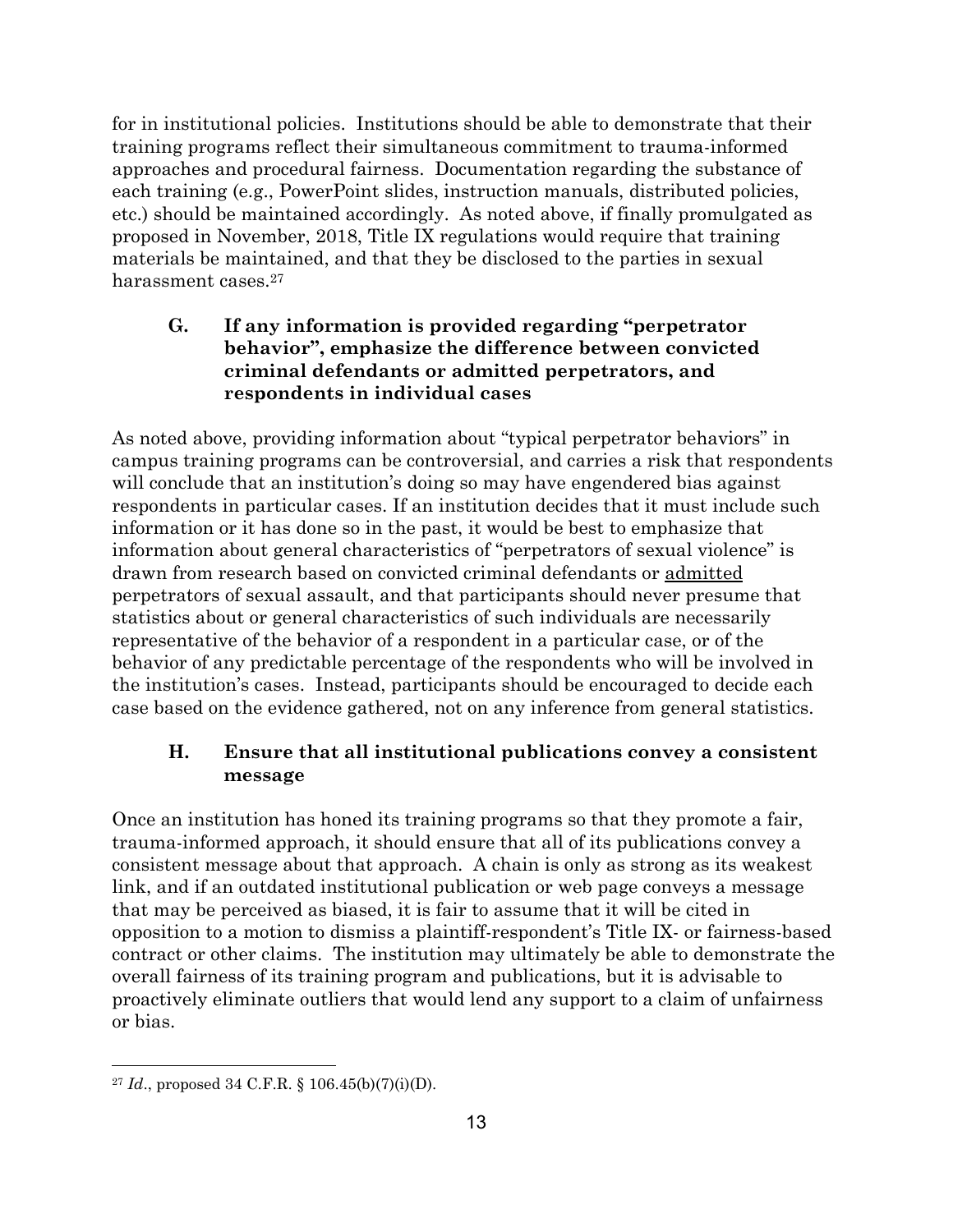for in institutional policies. Institutions should be able to demonstrate that their training programs reflect their simultaneous commitment to trauma-informed approaches and procedural fairness. Documentation regarding the substance of each training (e.g., PowerPoint slides, instruction manuals, distributed policies, etc.) should be maintained accordingly. As noted above, if finally promulgated as proposed in November, 2018, Title IX regulations would require that training materials be maintained, and that they be disclosed to the parties in sexual harassment cases.[27]

### G. If any information is provided regarding "perpetrator behavior", emphasize the difference between convicted criminal defendants or admitted perpetrators, and respondents in individual cases

As noted above, providing information about "typical perpetrator behaviors" in campus training programs can be controversial, and carries a risk that respondents will conclude that an institution's doing so may have engendered bias against respondents in particular cases. If an institution decides that it must include such information or it has done so in the past, it would be best to emphasize that information about general characteristics of "perpetrators of sexual violence" is drawn from research based on convicted criminal defendants or <u>admitted</u> perpetrators of sexual assault, and that participants should never presume that statistics about or general characteristics of such individuals are necessarily representative of the behavior of a respondent in a particular case, or of the behavior of any predictable percentage of the respondents who will be involved in the institution's cases. Instead, participants should be encouraged to decide each case based on the evidence gathered, not on any inference from general statistics.

### H. Ensure that all institutional publications convey a consistent message

Once an institution has honed its training programs so that they promote a fair, trauma-informed approach, it should ensure that all of its publications convey a consistent message about that approach. A chain is only as strong as its weakest link, and if an outdated institutional publication or web page conveys a message that may be perceived as biased, it is fair to assume that it will be cited in opposition to a motion to dismiss a plaintiff-respondent's Title IX- or fairness-based contract or other claims. The institution may ultimately be able to demonstrate the overall fairness of its training program and publications, but it is advisable to proactively eliminate outliers that would lend any support to a claim of unfairness or bias.

---

[27] *Id*., proposed 34 C.F.R. § 106.45(b)(7)(i)(D).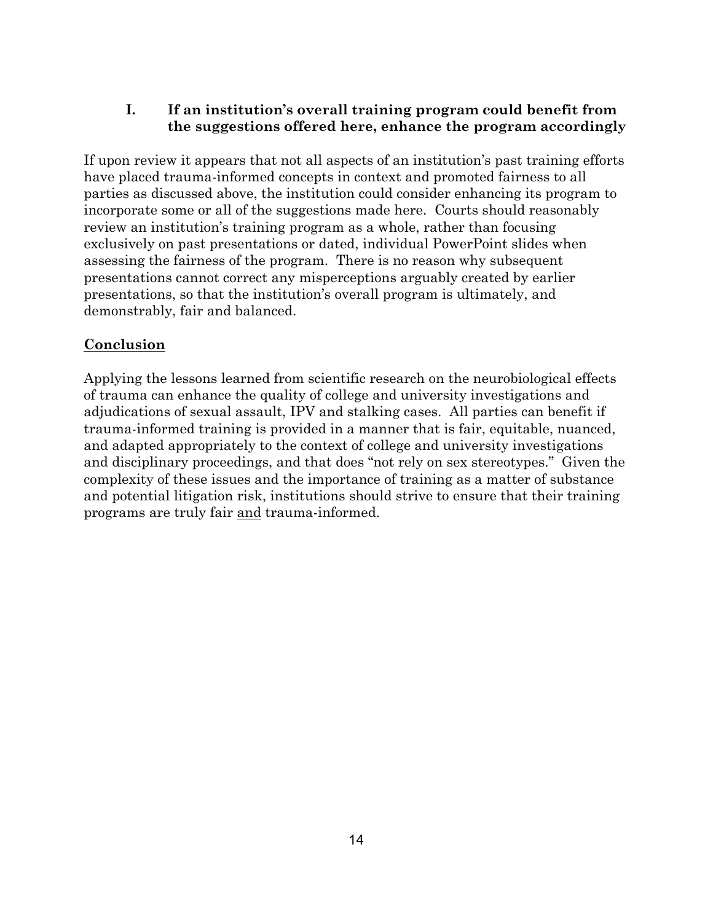### I. If an institution's overall training program could benefit from the suggestions offered here, enhance the program accordingly

If upon review it appears that not all aspects of an institution's past training efforts have placed trauma-informed concepts in context and promoted fairness to all parties as discussed above, the institution could consider enhancing its program to incorporate some or all of the suggestions made here. Courts should reasonably review an institution's training program as a whole, rather than focusing exclusively on past presentations or dated, individual PowerPoint slides when assessing the fairness of the program. There is no reason why subsequent presentations cannot correct any misperceptions arguably created by earlier presentations, so that the institution's overall program is ultimately, and demonstrably, fair and balanced.

## Conclusion

Applying the lessons learned from scientific research on the neurobiological effects of trauma can enhance the quality of college and university investigations and adjudications of sexual assault, IPV and stalking cases. All parties can benefit if trauma-informed training is provided in a manner that is fair, equitable, nuanced, and adapted appropriately to the context of college and university investigations and disciplinary proceedings, and that does "not rely on sex stereotypes." Given the complexity of these issues and the importance of training as a matter of substance and potential litigation risk, institutions should strive to ensure that their training programs are truly fair <u>and</u> trauma-informed.